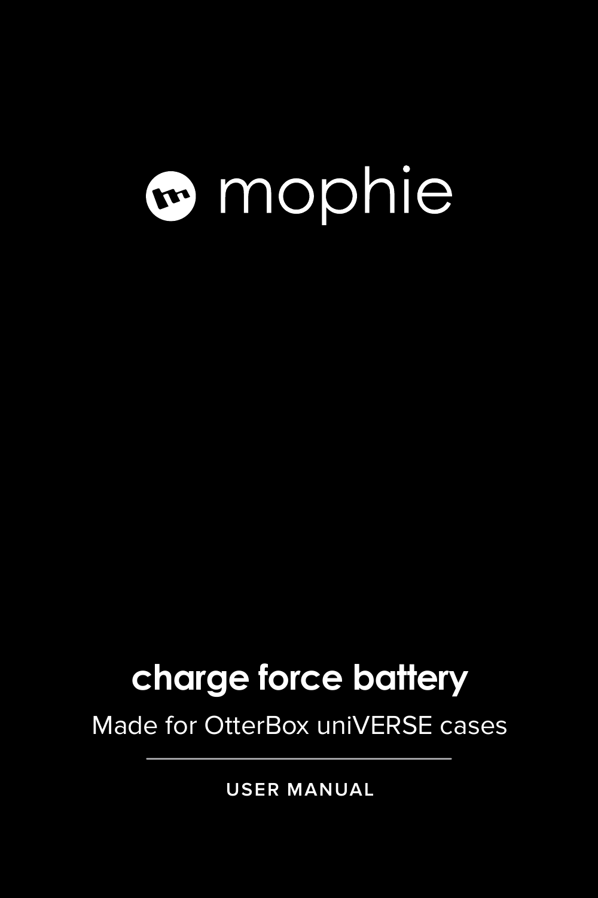mophie

# charge force battery

Made for OtterBox uniVERSE cases

USER MANUAL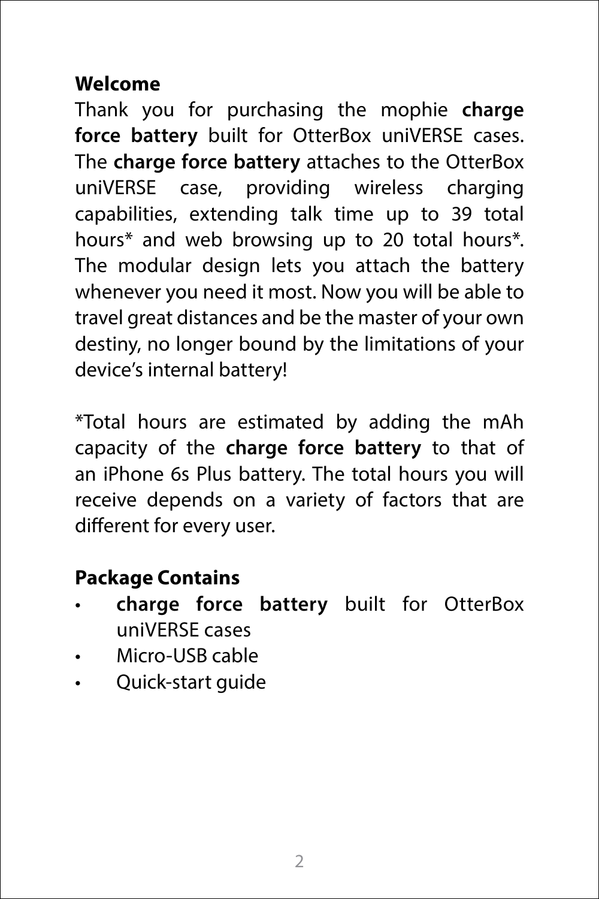## Welcome

Thank you for purchasing the mophie **charge force battery** built for OtterBox uniVERSE cases. The **charge force battery** attaches to the OtterBox uniVERSE case, providing wireless charging capabilities, extending talk time up to 39 total hours* and web browsing up to 20 total hours*. The modular design lets you attach the battery whenever you need it most. Now you will be able to travel great distances and be the master of your own destiny, no longer bound by the limitations of your device's internal battery!

*Total hours are estimated by adding the mAh capacity of the **charge force battery** to that of an iPhone 6s Plus battery. The total hours you will receive depends on a variety of factors that are different for every user.

## Package Contains

- **charge force battery** built for OtterBox uniVERSE cases
- Micro-USB cable
- Quick-start guide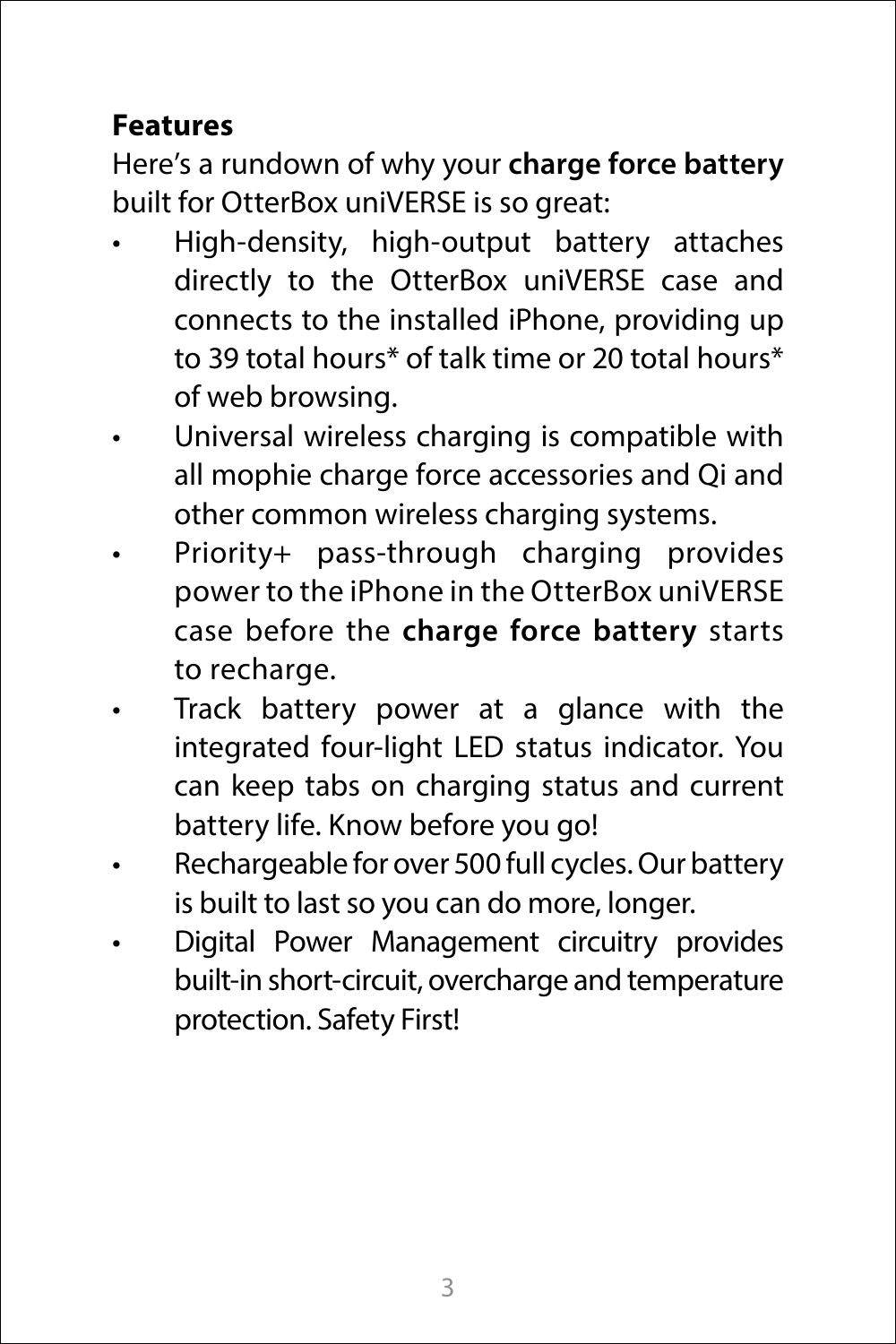## Features

Here's a rundown of why your **charge force battery** built for OtterBox uniVERSE is so great:

- High-density, high-output battery attaches directly to the OtterBox uniVERSE case and connects to the installed iPhone, providing up to 39 total hours* of talk time or 20 total hours* of web browsing.
- Universal wireless charging is compatible with all mophie charge force accessories and Qi and other common wireless charging systems.
- Priority+ pass-through charging provides power to the iPhone in the OtterBox uniVERSE case before the **charge force battery** starts to recharge.
- Track battery power at a glance with the integrated four-light LED status indicator. You can keep tabs on charging status and current battery life. Know before you go!
- Rechargeable for over 500 full cycles. Our battery is built to last so you can do more, longer.
- Digital Power Management circuitry provides built-in short-circuit, overcharge and temperature protection. Safety First!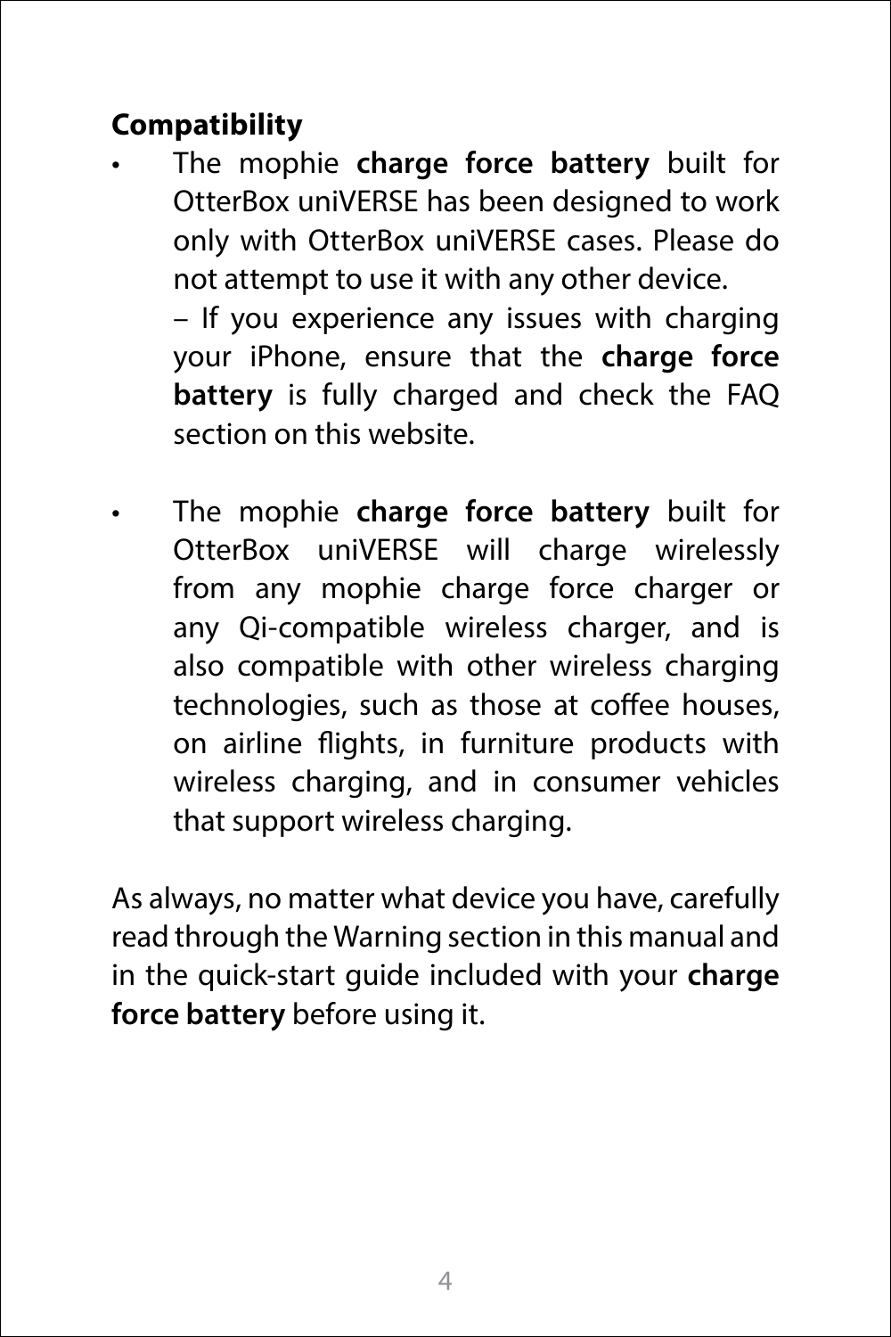**Compatibility**

- The mophie **charge force battery** built for OtterBox uniVERSE has been designed to work only with OtterBox uniVERSE cases. Please do not attempt to use it with any other device.

  – If you experience any issues with charging your iPhone, ensure that the **charge force battery** is fully charged and check the FAQ section on this website.

- The mophie **charge force battery** built for OtterBox uniVERSE will charge wirelessly from any mophie charge force charger or any Qi-compatible wireless charger, and is also compatible with other wireless charging technologies, such as those at coffee houses, on airline flights, in furniture products with wireless charging, and in consumer vehicles that support wireless charging.

As always, no matter what device you have, carefully read through the Warning section in this manual and in the quick-start guide included with your **charge force battery** before using it.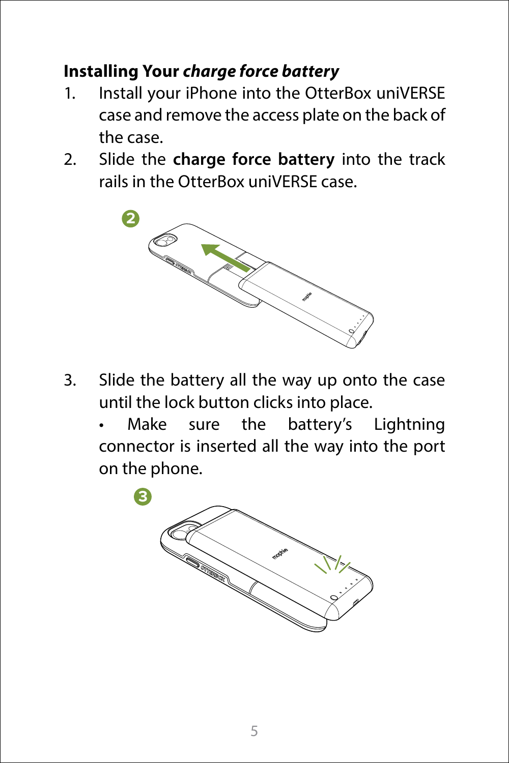### Installing Your ***charge force battery***

1. Install your iPhone into the OtterBox uniVERSE case and remove the access plate on the back of the case.
2. Slide the **charge force battery** into the track rails in the OtterBox uniVERSE case.
3. Slide the battery all the way up onto the case until the lock button clicks into place.
   - Make sure the battery's Lightning connector is inserted all the way into the port on the phone.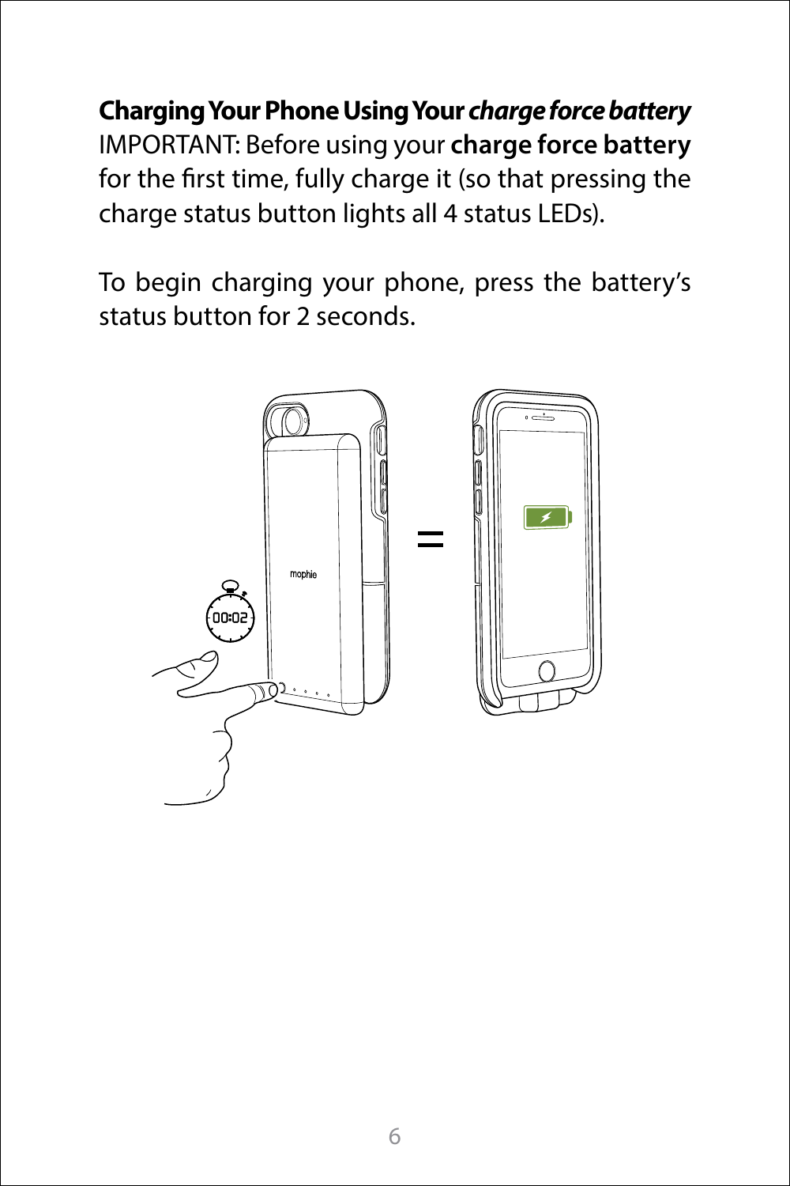**Charging Your Phone Using Your *charge force battery***

IMPORTANT: Before using your **charge force battery** for the first time, fully charge it (so that pressing the charge status button lights all 4 status LEDs).

To begin charging your phone, press the battery's status button for 2 seconds.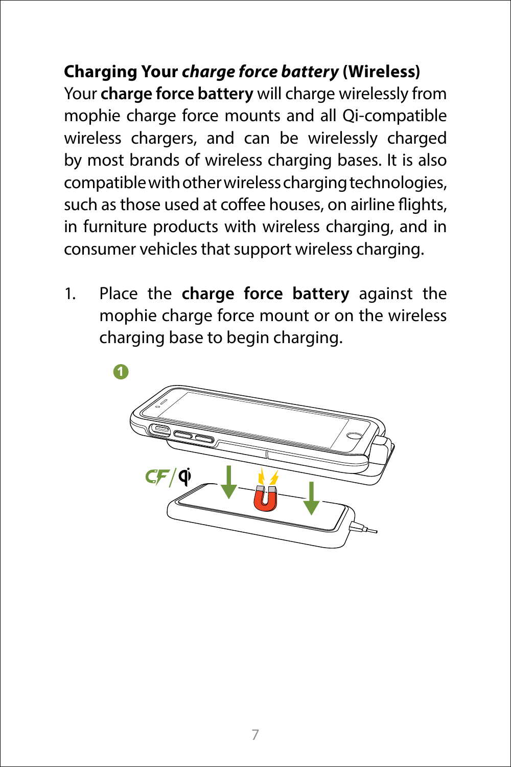**Charging Your *charge force battery* (Wireless)**

Your **charge force battery** will charge wirelessly from mophie charge force mounts and all Qi-compatible wireless chargers, and can be wirelessly charged by most brands of wireless charging bases. It is also compatible with other wireless charging technologies, such as those used at coffee houses, on airline flights, in furniture products with wireless charging, and in consumer vehicles that support wireless charging.

1. Place the **charge force battery** against the mophie charge force mount or on the wireless charging base to begin charging.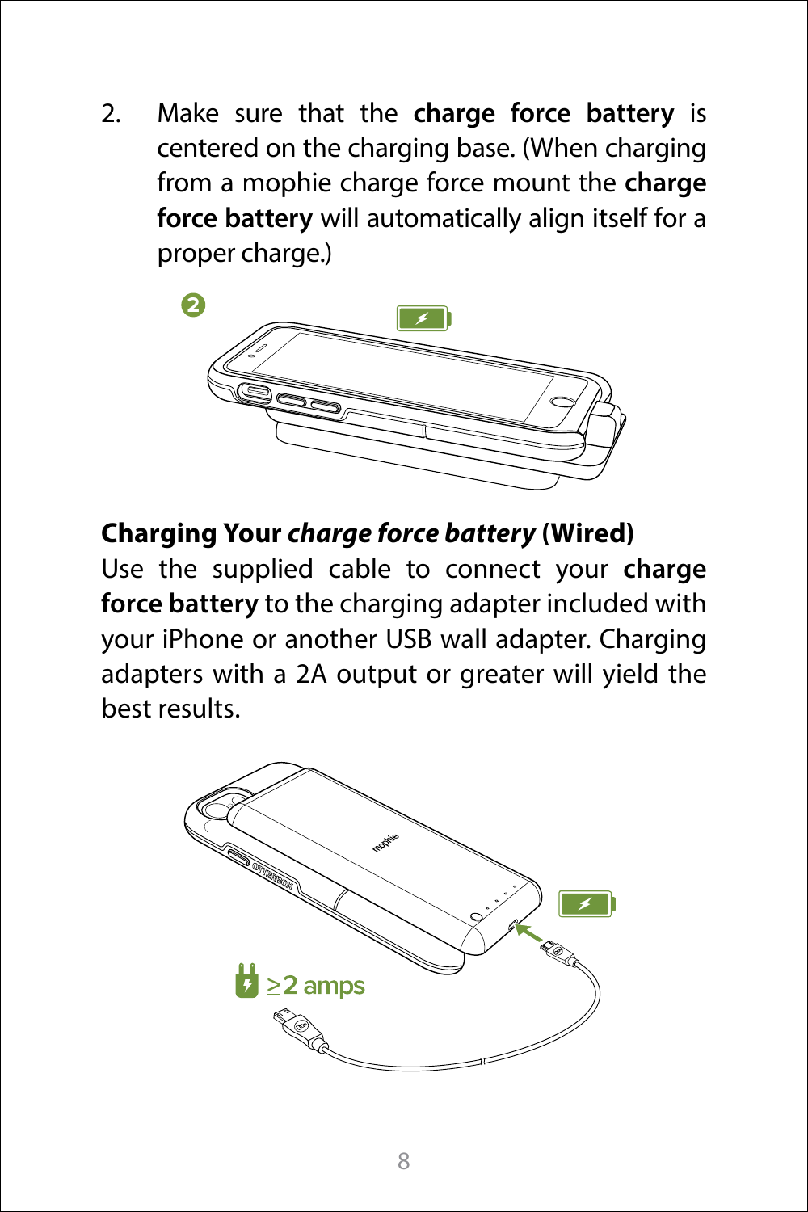2. Make sure that the **charge force battery** is centered on the charging base. (When charging from a mophie charge force mount the **charge force battery** will automatically align itself for a proper charge.)

**Charging Your *charge force battery* (Wired)**

Use the supplied cable to connect your **charge force battery** to the charging adapter included with your iPhone or another USB wall adapter. Charging adapters with a 2A output or greater will yield the best results.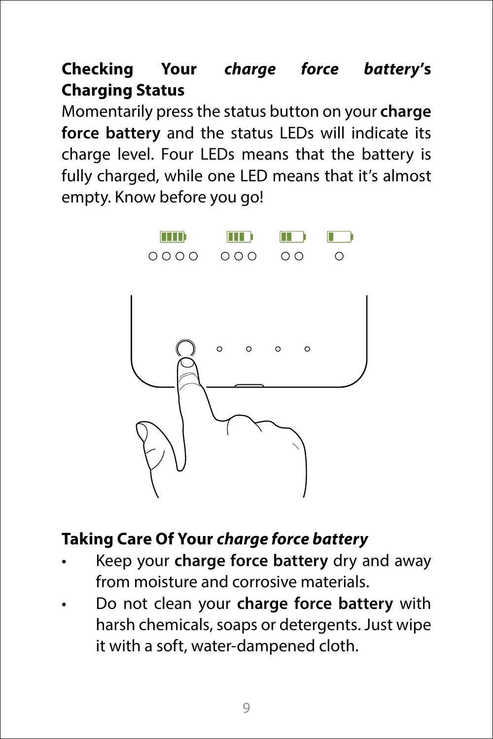## Checking Your *charge force battery*'s Charging Status

Momentarily press the status button on your **charge force battery** and the status LEDs will indicate its charge level. Four LEDs means that the battery is fully charged, while one LED means that it's almost empty. Know before you go!

## Taking Care Of Your *charge force battery*

- Keep your **charge force battery** dry and away from moisture and corrosive materials.
- Do not clean your **charge force battery** with harsh chemicals, soaps or detergents. Just wipe it with a soft, water-dampened cloth.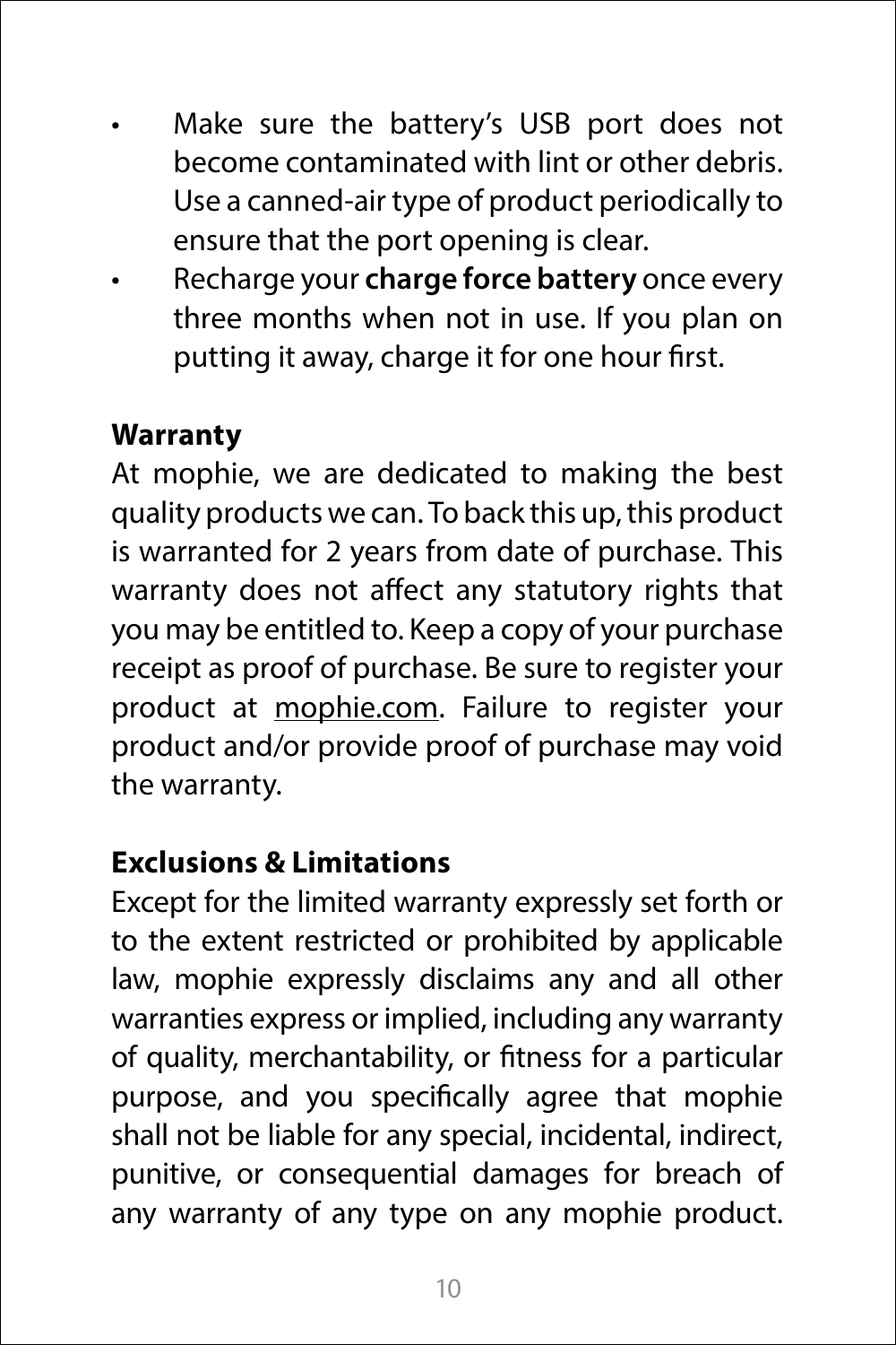- Make sure the battery's USB port does not become contaminated with lint or other debris. Use a canned-air type of product periodically to ensure that the port opening is clear.
- Recharge your **charge force battery** once every three months when not in use. If you plan on putting it away, charge it for one hour first.

**Warranty**

At mophie, we are dedicated to making the best quality products we can. To back this up, this product is warranted for 2 years from date of purchase. This warranty does not affect any statutory rights that you may be entitled to. Keep a copy of your purchase receipt as proof of purchase. Be sure to register your product at mophie.com. Failure to register your product and/or provide proof of purchase may void the warranty.

**Exclusions & Limitations**

Except for the limited warranty expressly set forth or to the extent restricted or prohibited by applicable law, mophie expressly disclaims any and all other warranties express or implied, including any warranty of quality, merchantability, or fitness for a particular purpose, and you specifically agree that mophie shall not be liable for any special, incidental, indirect, punitive, or consequential damages for breach of any warranty of any type on any mophie product.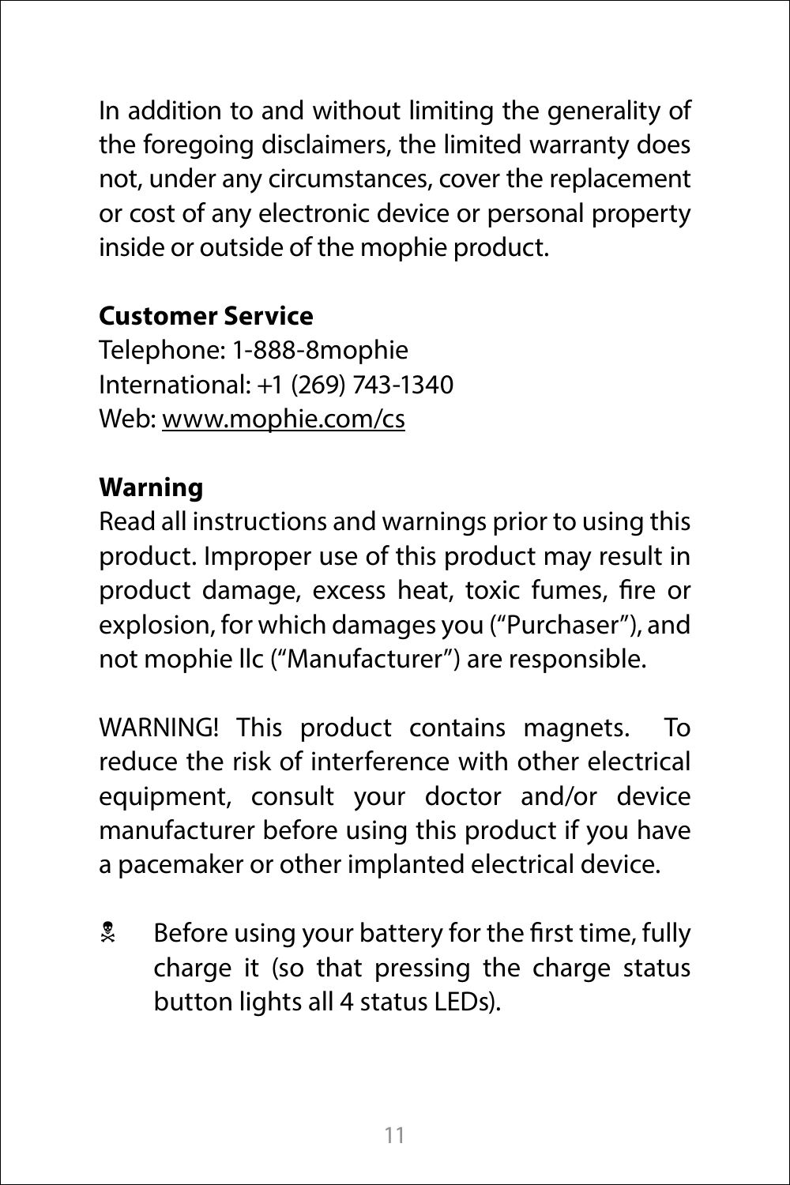In addition to and without limiting the generality of the foregoing disclaimers, the limited warranty does not, under any circumstances, cover the replacement or cost of any electronic device or personal property inside or outside of the mophie product.

**Customer Service**
Telephone: 1-888-8mophie
International: +1 (269) 743-1340
Web: www.mophie.com/cs

**Warning**
Read all instructions and warnings prior to using this product. Improper use of this product may result in product damage, excess heat, toxic fumes, fire or explosion, for which damages you ("Purchaser"), and not mophie llc ("Manufacturer") are responsible.

WARNING! This product contains magnets. To reduce the risk of interference with other electrical equipment, consult your doctor and/or device manufacturer before using this product if you have a pacemaker or other implanted electrical device.

- ☠ Before using your battery for the first time, fully charge it (so that pressing the charge status button lights all 4 status LEDs).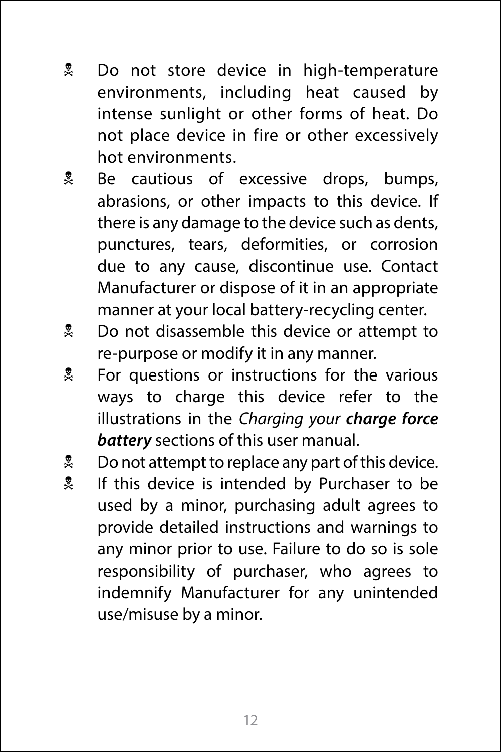- ☠ Do not store device in high-temperature environments, including heat caused by intense sunlight or other forms of heat. Do not place device in fire or other excessively hot environments.
- ☠ Be cautious of excessive drops, bumps, abrasions, or other impacts to this device. If there is any damage to the device such as dents, punctures, tears, deformities, or corrosion due to any cause, discontinue use. Contact Manufacturer or dispose of it in an appropriate manner at your local battery-recycling center.
- ☠ Do not disassemble this device or attempt to re-purpose or modify it in any manner.
- ☠ For questions or instructions for the various ways to charge this device refer to the illustrations in the *Charging your* ***charge force battery*** sections of this user manual.
- ☠ Do not attempt to replace any part of this device.
- ☠ If this device is intended by Purchaser to be used by a minor, purchasing adult agrees to provide detailed instructions and warnings to any minor prior to use. Failure to do so is sole responsibility of purchaser, who agrees to indemnify Manufacturer for any unintended use/misuse by a minor.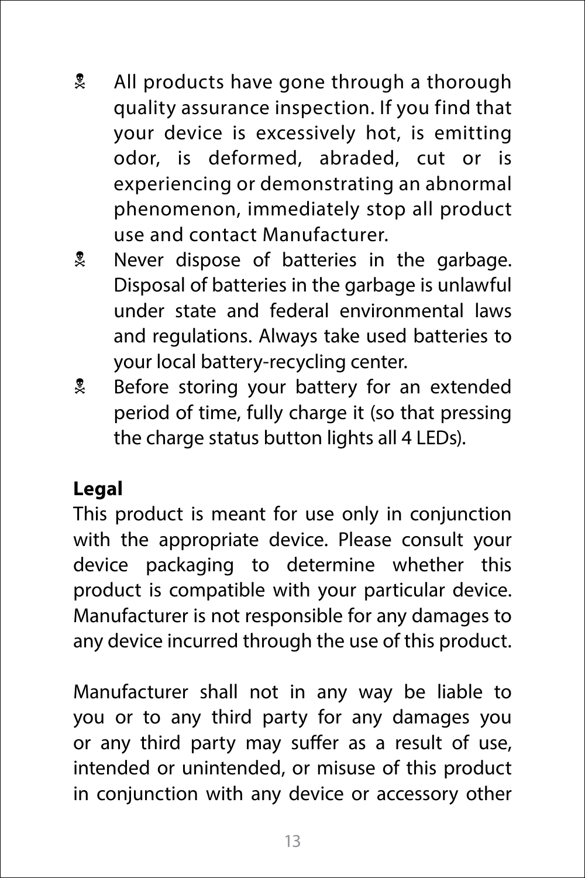- All products have gone through a thorough quality assurance inspection. If you find that your device is excessively hot, is emitting odor, is deformed, abraded, cut or is experiencing or demonstrating an abnormal phenomenon, immediately stop all product use and contact Manufacturer.
- Never dispose of batteries in the garbage. Disposal of batteries in the garbage is unlawful under state and federal environmental laws and regulations. Always take used batteries to your local battery-recycling center.
- Before storing your battery for an extended period of time, fully charge it (so that pressing the charge status button lights all 4 LEDs).

**Legal**

This product is meant for use only in conjunction with the appropriate device. Please consult your device packaging to determine whether this product is compatible with your particular device. Manufacturer is not responsible for any damages to any device incurred through the use of this product.

Manufacturer shall not in any way be liable to you or to any third party for any damages you or any third party may suffer as a result of use, intended or unintended, or misuse of this product in conjunction with any device or accessory other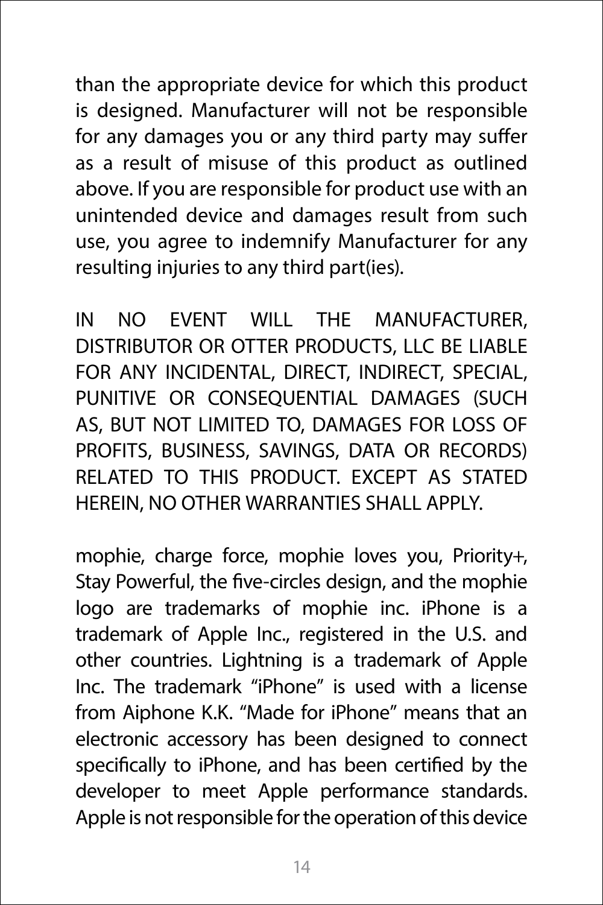than the appropriate device for which this product is designed. Manufacturer will not be responsible for any damages you or any third party may suffer as a result of misuse of this product as outlined above. If you are responsible for product use with an unintended device and damages result from such use, you agree to indemnify Manufacturer for any resulting injuries to any third part(ies).

IN NO EVENT WILL THE MANUFACTURER, DISTRIBUTOR OR OTTER PRODUCTS, LLC BE LIABLE FOR ANY INCIDENTAL, DIRECT, INDIRECT, SPECIAL, PUNITIVE OR CONSEQUENTIAL DAMAGES (SUCH AS, BUT NOT LIMITED TO, DAMAGES FOR LOSS OF PROFITS, BUSINESS, SAVINGS, DATA OR RECORDS) RELATED TO THIS PRODUCT. EXCEPT AS STATED HEREIN, NO OTHER WARRANTIES SHALL APPLY.

mophie, charge force, mophie loves you, Priority+, Stay Powerful, the five-circles design, and the mophie logo are trademarks of mophie inc. iPhone is a trademark of Apple Inc., registered in the U.S. and other countries. Lightning is a trademark of Apple Inc. The trademark "iPhone" is used with a license from Aiphone K.K. "Made for iPhone" means that an electronic accessory has been designed to connect specifically to iPhone, and has been certified by the developer to meet Apple performance standards. Apple is not responsible for the operation of this device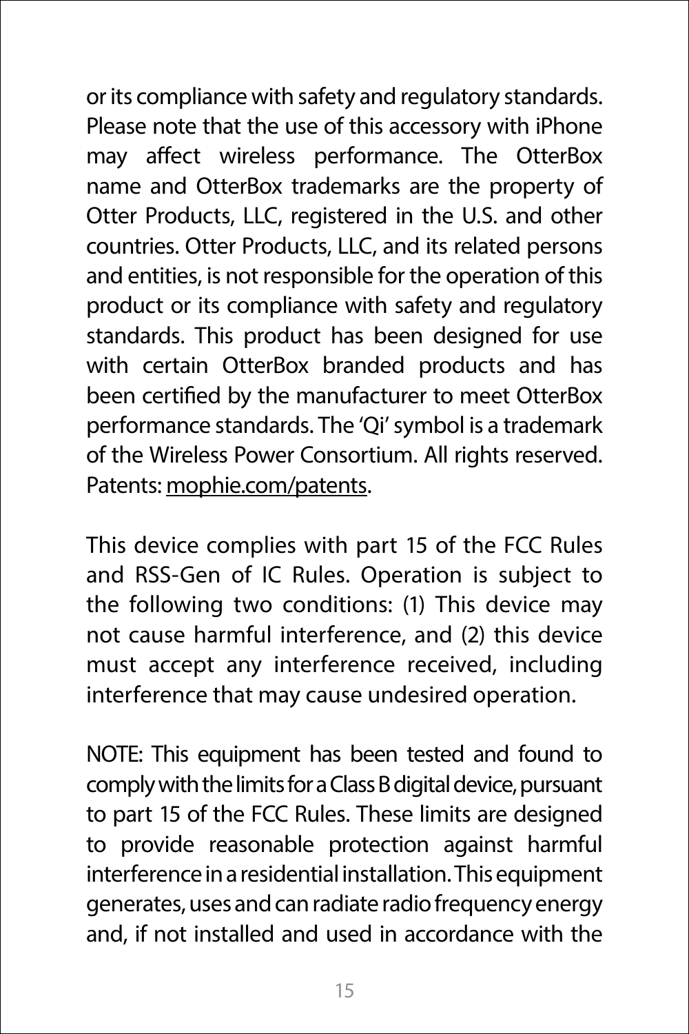or its compliance with safety and regulatory standards. Please note that the use of this accessory with iPhone may affect wireless performance. The OtterBox name and OtterBox trademarks are the property of Otter Products, LLC, registered in the U.S. and other countries. Otter Products, LLC, and its related persons and entities, is not responsible for the operation of this product or its compliance with safety and regulatory standards. This product has been designed for use with certain OtterBox branded products and has been certified by the manufacturer to meet OtterBox performance standards. The 'Qi' symbol is a trademark of the Wireless Power Consortium. All rights reserved. Patents: mophie.com/patents.

This device complies with part 15 of the FCC Rules and RSS-Gen of IC Rules. Operation is subject to the following two conditions: (1) This device may not cause harmful interference, and (2) this device must accept any interference received, including interference that may cause undesired operation.

NOTE: This equipment has been tested and found to comply with the limits for a Class B digital device, pursuant to part 15 of the FCC Rules. These limits are designed to provide reasonable protection against harmful interference in a residential installation. This equipment generates, uses and can radiate radio frequency energy and, if not installed and used in accordance with the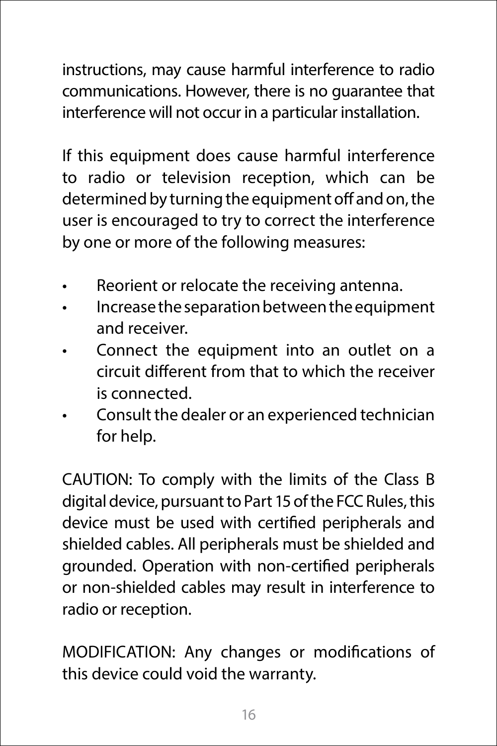instructions, may cause harmful interference to radio communications. However, there is no guarantee that interference will not occur in a particular installation.

If this equipment does cause harmful interference to radio or television reception, which can be determined by turning the equipment off and on, the user is encouraged to try to correct the interference by one or more of the following measures:

- Reorient or relocate the receiving antenna.
- Increase the separation between the equipment and receiver.
- Connect the equipment into an outlet on a circuit different from that to which the receiver is connected.
- Consult the dealer or an experienced technician for help.

CAUTION: To comply with the limits of the Class B digital device, pursuant to Part 15 of the FCC Rules, this device must be used with certified peripherals and shielded cables. All peripherals must be shielded and grounded. Operation with non-certified peripherals or non-shielded cables may result in interference to radio or reception.

MODIFICATION: Any changes or modifications of this device could void the warranty.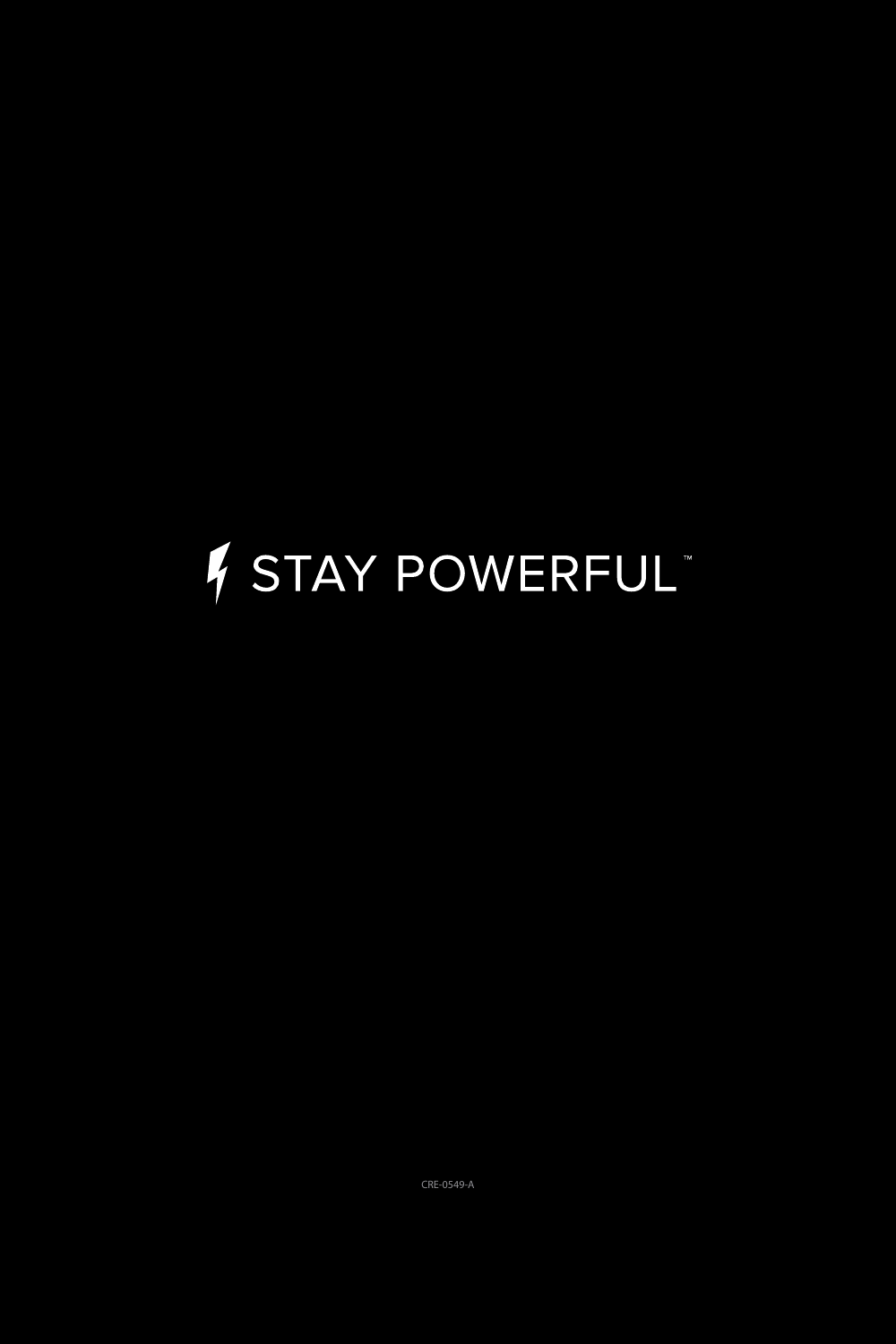STAY POWERFUL™

CRE-0549-A